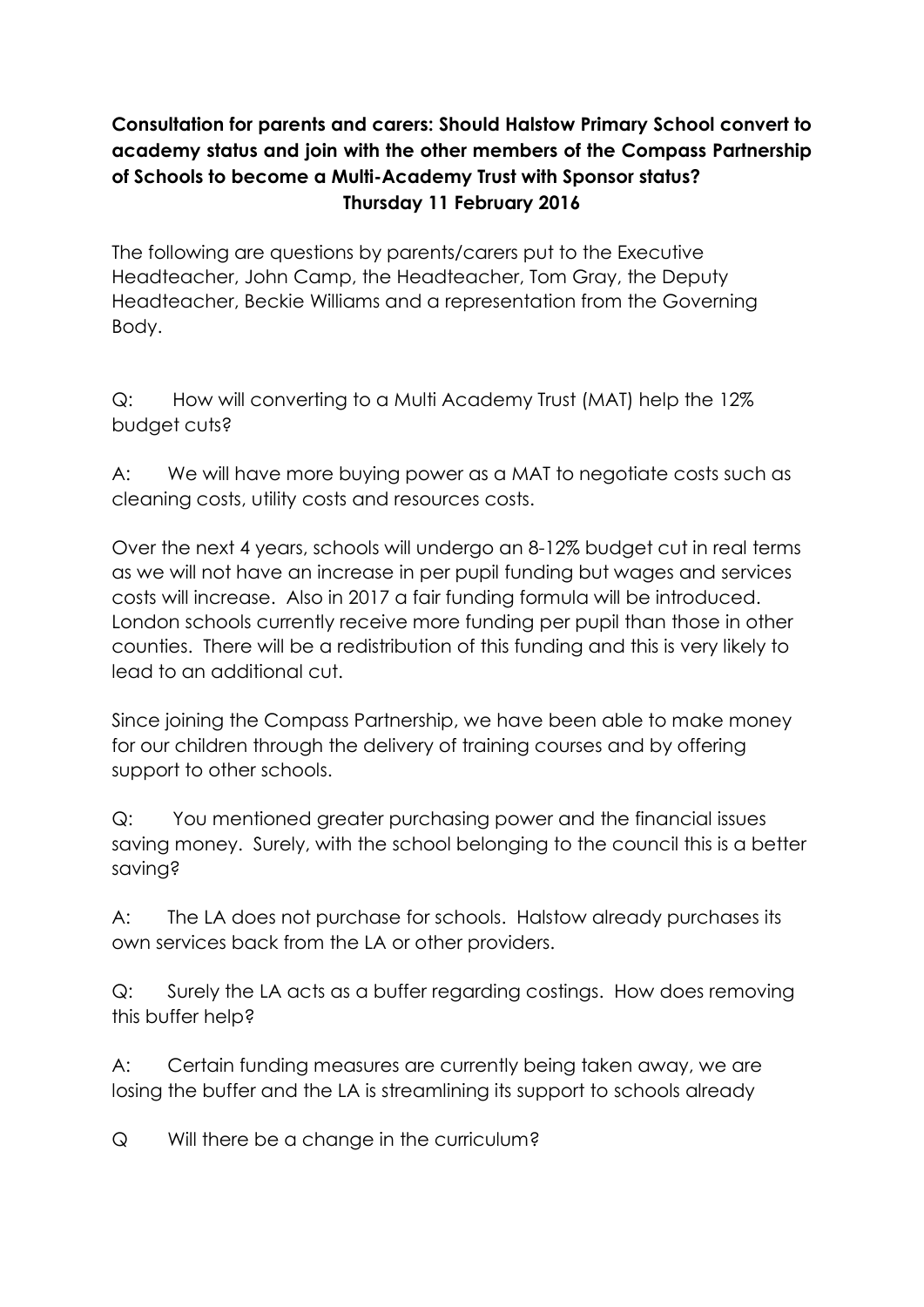**Consultation for parents and carers: Should Halstow Primary School convert to academy status and join with the other members of the Compass Partnership of Schools to become a Multi-Academy Trust with Sponsor status?**
**Thursday 11 February 2016**

The following are questions by parents/carers put to the Executive Headteacher, John Camp, the Headteacher, Tom Gray, the Deputy Headteacher, Beckie Williams and a representation from the Governing Body.

Q: How will converting to a Multi Academy Trust (MAT) help the 12% budget cuts?

A: We will have more buying power as a MAT to negotiate costs such as cleaning costs, utility costs and resources costs.

Over the next 4 years, schools will undergo an 8-12% budget cut in real terms as we will not have an increase in per pupil funding but wages and services costs will increase. Also in 2017 a fair funding formula will be introduced. London schools currently receive more funding per pupil than those in other counties. There will be a redistribution of this funding and this is very likely to lead to an additional cut.

Since joining the Compass Partnership, we have been able to make money for our children through the delivery of training courses and by offering support to other schools.

Q: You mentioned greater purchasing power and the financial issues saving money. Surely, with the school belonging to the council this is a better saving?

A: The LA does not purchase for schools. Halstow already purchases its own services back from the LA or other providers.

Q: Surely the LA acts as a buffer regarding costings. How does removing this buffer help?

A: Certain funding measures are currently being taken away, we are losing the buffer and the LA is streamlining its support to schools already

Q Will there be a change in the curriculum?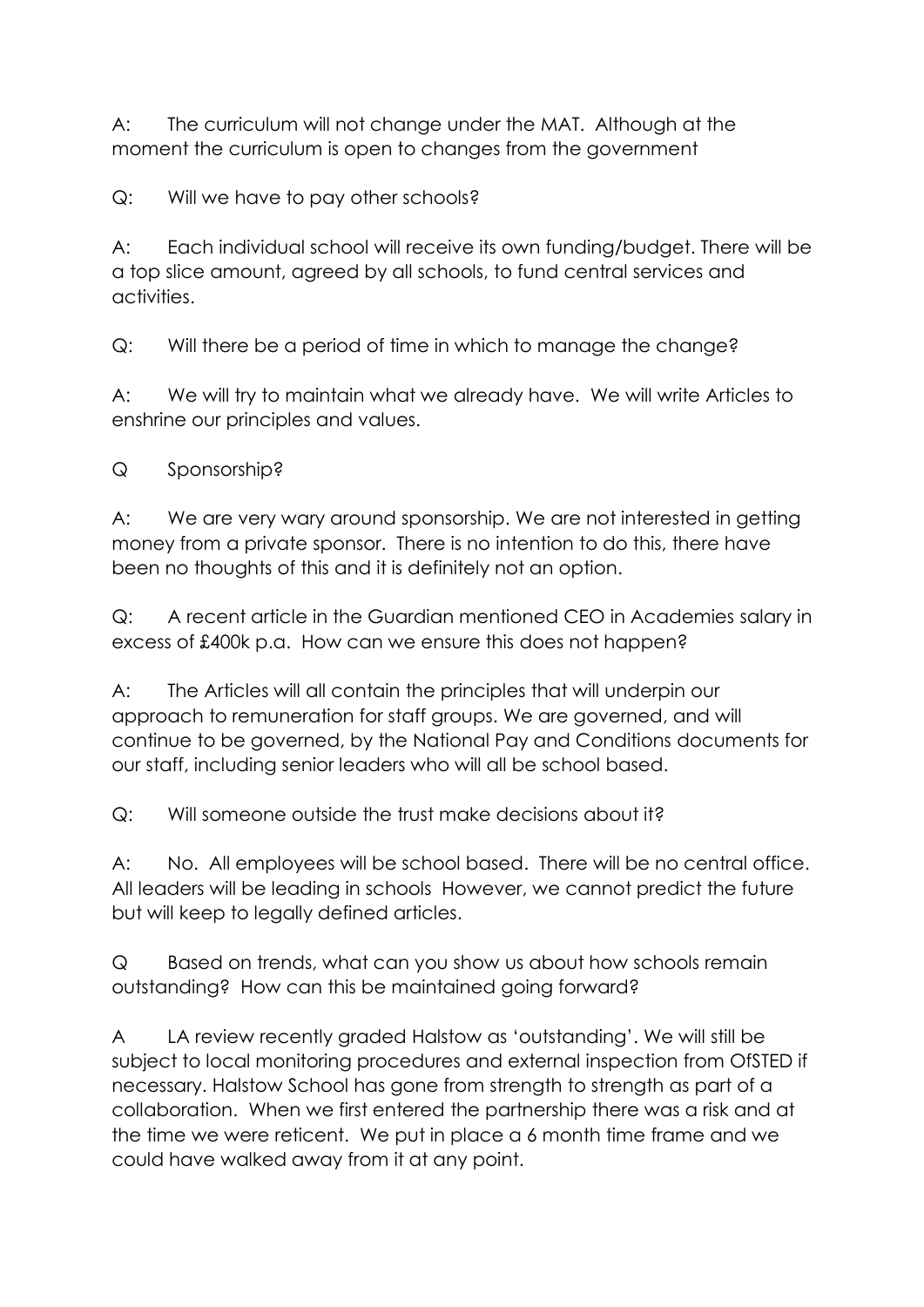A: The curriculum will not change under the MAT. Although at the moment the curriculum is open to changes from the government

Q: Will we have to pay other schools?

A: Each individual school will receive its own funding/budget. There will be a top slice amount, agreed by all schools, to fund central services and activities.

Q: Will there be a period of time in which to manage the change?

A: We will try to maintain what we already have. We will write Articles to enshrine our principles and values.

Q Sponsorship?

A: We are very wary around sponsorship. We are not interested in getting money from a private sponsor. There is no intention to do this, there have been no thoughts of this and it is definitely not an option.

Q: A recent article in the Guardian mentioned CEO in Academies salary in excess of £400k p.a. How can we ensure this does not happen?

A: The Articles will all contain the principles that will underpin our approach to remuneration for staff groups. We are governed, and will continue to be governed, by the National Pay and Conditions documents for our staff, including senior leaders who will all be school based.

Q: Will someone outside the trust make decisions about it?

A: No. All employees will be school based. There will be no central office. All leaders will be leading in schools However, we cannot predict the future but will keep to legally defined articles.

Q Based on trends, what can you show us about how schools remain outstanding? How can this be maintained going forward?

A LA review recently graded Halstow as 'outstanding'. We will still be subject to local monitoring procedures and external inspection from OfSTED if necessary. Halstow School has gone from strength to strength as part of a collaboration. When we first entered the partnership there was a risk and at the time we were reticent. We put in place a 6 month time frame and we could have walked away from it at any point.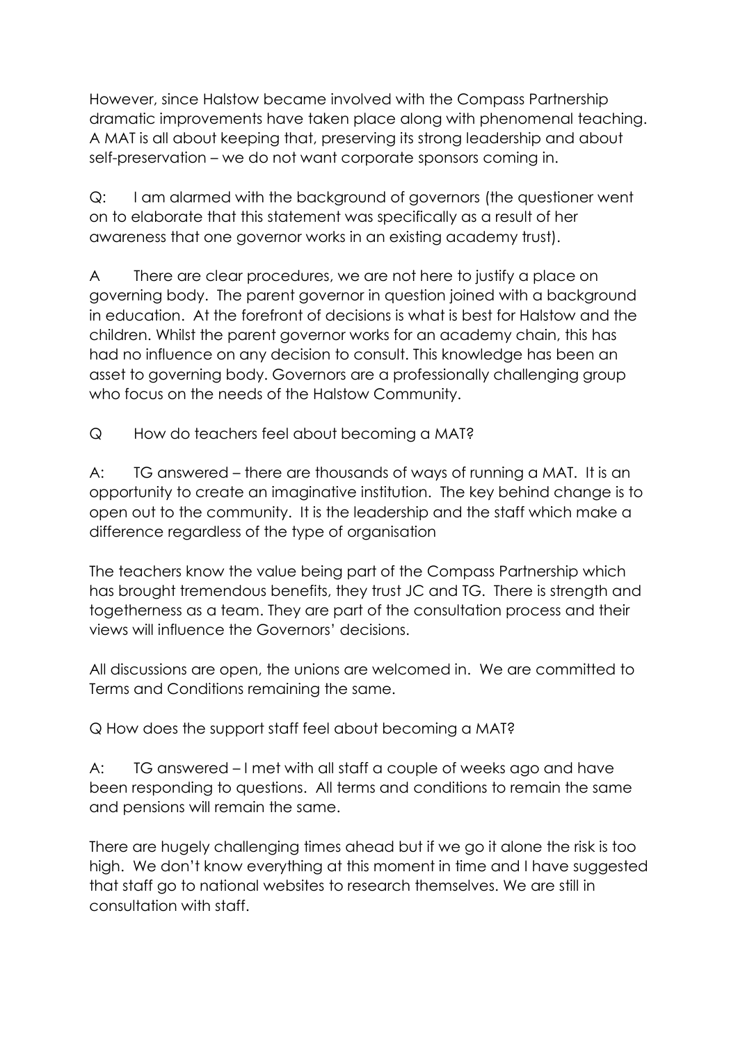However, since Halstow became involved with the Compass Partnership dramatic improvements have taken place along with phenomenal teaching. A MAT is all about keeping that, preserving its strong leadership and about self-preservation – we do not want corporate sponsors coming in.

Q: I am alarmed with the background of governors (the questioner went on to elaborate that this statement was specifically as a result of her awareness that one governor works in an existing academy trust).

A There are clear procedures, we are not here to justify a place on governing body. The parent governor in question joined with a background in education. At the forefront of decisions is what is best for Halstow and the children. Whilst the parent governor works for an academy chain, this has had no influence on any decision to consult. This knowledge has been an asset to governing body. Governors are a professionally challenging group who focus on the needs of the Halstow Community.

Q How do teachers feel about becoming a MAT?

A: TG answered – there are thousands of ways of running a MAT. It is an opportunity to create an imaginative institution. The key behind change is to open out to the community. It is the leadership and the staff which make a difference regardless of the type of organisation

The teachers know the value being part of the Compass Partnership which has brought tremendous benefits, they trust JC and TG. There is strength and togetherness as a team. They are part of the consultation process and their views will influence the Governors' decisions.

All discussions are open, the unions are welcomed in. We are committed to Terms and Conditions remaining the same.

Q How does the support staff feel about becoming a MAT?

A: TG answered – I met with all staff a couple of weeks ago and have been responding to questions. All terms and conditions to remain the same and pensions will remain the same.

There are hugely challenging times ahead but if we go it alone the risk is too high. We don't know everything at this moment in time and I have suggested that staff go to national websites to research themselves. We are still in consultation with staff.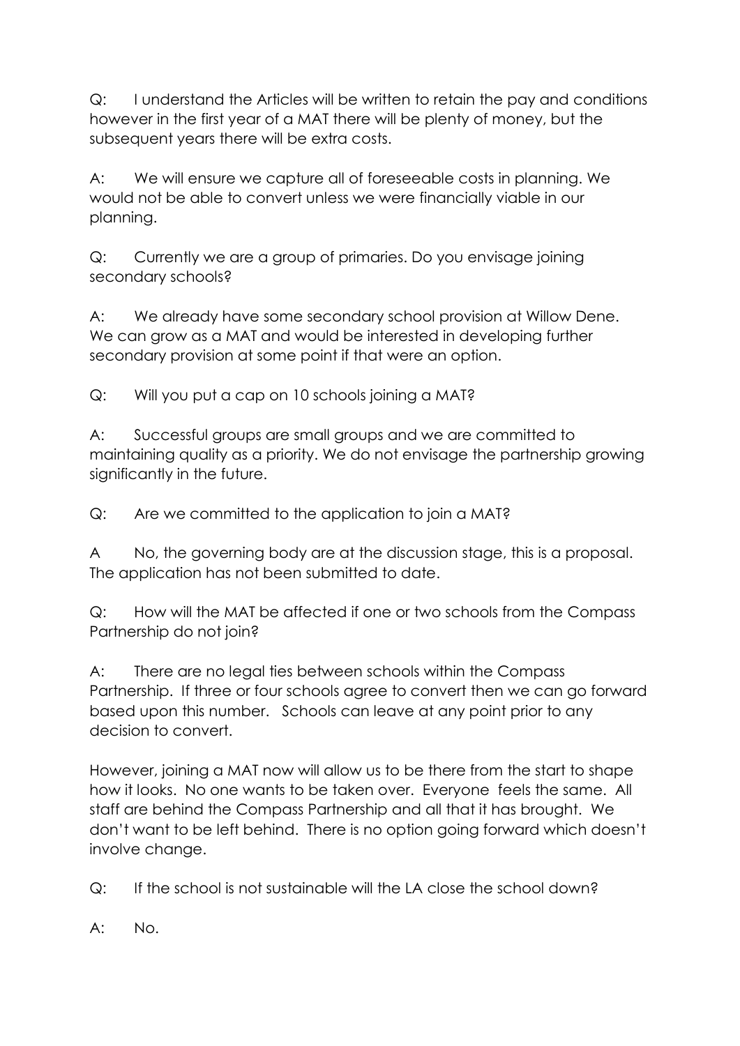Q: I understand the Articles will be written to retain the pay and conditions however in the first year of a MAT there will be plenty of money, but the subsequent years there will be extra costs.

A: We will ensure we capture all of foreseeable costs in planning. We would not be able to convert unless we were financially viable in our planning.

Q: Currently we are a group of primaries. Do you envisage joining secondary schools?

A: We already have some secondary school provision at Willow Dene. We can grow as a MAT and would be interested in developing further secondary provision at some point if that were an option.

Q: Will you put a cap on 10 schools joining a MAT?

A: Successful groups are small groups and we are committed to maintaining quality as a priority. We do not envisage the partnership growing significantly in the future.

Q: Are we committed to the application to join a MAT?

A No, the governing body are at the discussion stage, this is a proposal. The application has not been submitted to date.

Q: How will the MAT be affected if one or two schools from the Compass Partnership do not join?

A: There are no legal ties between schools within the Compass Partnership. If three or four schools agree to convert then we can go forward based upon this number. Schools can leave at any point prior to any decision to convert.

However, joining a MAT now will allow us to be there from the start to shape how it looks. No one wants to be taken over. Everyone feels the same. All staff are behind the Compass Partnership and all that it has brought. We don't want to be left behind. There is no option going forward which doesn't involve change.

Q: If the school is not sustainable will the LA close the school down?

A: No.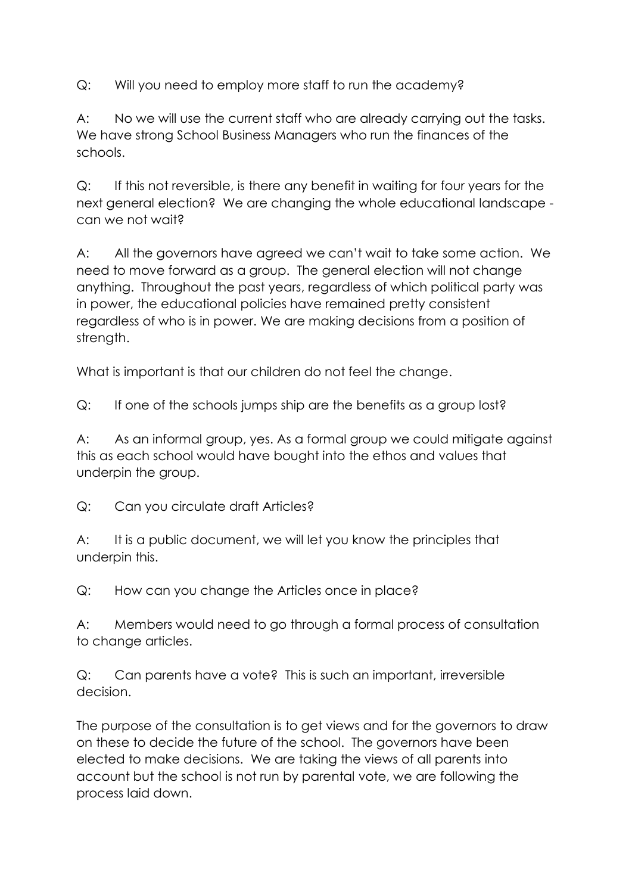Q: Will you need to employ more staff to run the academy?

A: No we will use the current staff who are already carrying out the tasks. We have strong School Business Managers who run the finances of the schools.

Q: If this not reversible, is there any benefit in waiting for four years for the next general election? We are changing the whole educational landscape - can we not wait?

A: All the governors have agreed we can't wait to take some action. We need to move forward as a group. The general election will not change anything. Throughout the past years, regardless of which political party was in power, the educational policies have remained pretty consistent regardless of who is in power. We are making decisions from a position of strength.

What is important is that our children do not feel the change.

Q: If one of the schools jumps ship are the benefits as a group lost?

A: As an informal group, yes. As a formal group we could mitigate against this as each school would have bought into the ethos and values that underpin the group.

Q: Can you circulate draft Articles?

A: It is a public document, we will let you know the principles that underpin this.

Q: How can you change the Articles once in place?

A: Members would need to go through a formal process of consultation to change articles.

Q: Can parents have a vote? This is such an important, irreversible decision.

The purpose of the consultation is to get views and for the governors to draw on these to decide the future of the school. The governors have been elected to make decisions. We are taking the views of all parents into account but the school is not run by parental vote, we are following the process laid down.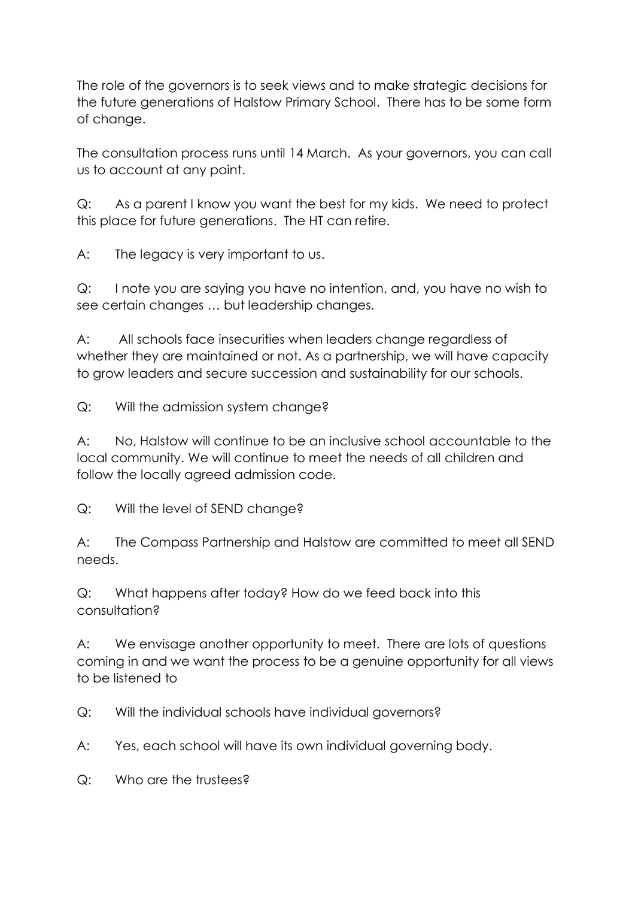The role of the governors is to seek views and to make strategic decisions for the future generations of Halstow Primary School. There has to be some form of change.

The consultation process runs until 14 March. As your governors, you can call us to account at any point.

Q: As a parent I know you want the best for my kids. We need to protect this place for future generations. The HT can retire.

A: The legacy is very important to us.

Q: I note you are saying you have no intention, and, you have no wish to see certain changes … but leadership changes.

A: All schools face insecurities when leaders change regardless of whether they are maintained or not. As a partnership, we will have capacity to grow leaders and secure succession and sustainability for our schools.

Q: Will the admission system change?

A: No, Halstow will continue to be an inclusive school accountable to the local community. We will continue to meet the needs of all children and follow the locally agreed admission code.

Q: Will the level of SEND change?

A: The Compass Partnership and Halstow are committed to meet all SEND needs.

Q: What happens after today? How do we feed back into this consultation?

A: We envisage another opportunity to meet. There are lots of questions coming in and we want the process to be a genuine opportunity for all views to be listened to

Q: Will the individual schools have individual governors?

A: Yes, each school will have its own individual governing body.

Q: Who are the trustees?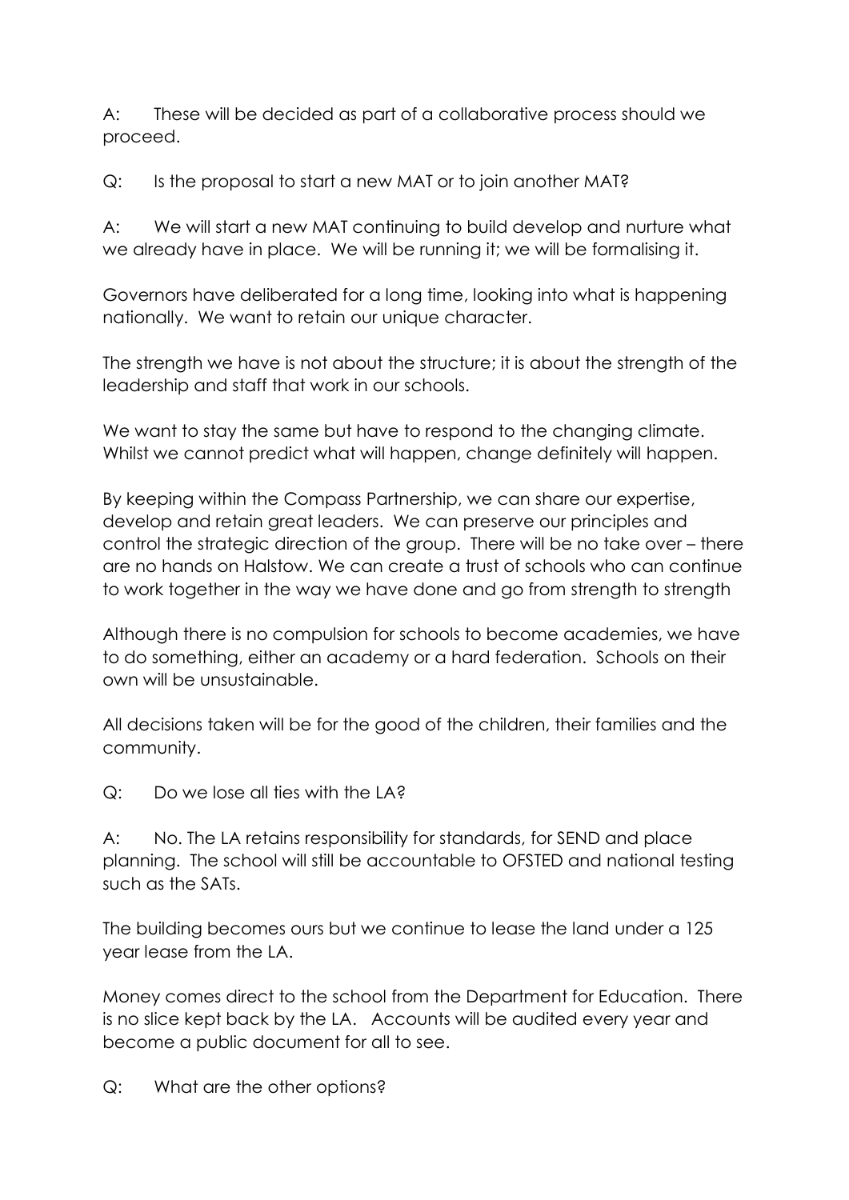A: These will be decided as part of a collaborative process should we proceed.

Q: Is the proposal to start a new MAT or to join another MAT?

A: We will start a new MAT continuing to build develop and nurture what we already have in place. We will be running it; we will be formalising it.

Governors have deliberated for a long time, looking into what is happening nationally. We want to retain our unique character.

The strength we have is not about the structure; it is about the strength of the leadership and staff that work in our schools.

We want to stay the same but have to respond to the changing climate. Whilst we cannot predict what will happen, change definitely will happen.

By keeping within the Compass Partnership, we can share our expertise, develop and retain great leaders. We can preserve our principles and control the strategic direction of the group. There will be no take over – there are no hands on Halstow. We can create a trust of schools who can continue to work together in the way we have done and go from strength to strength

Although there is no compulsion for schools to become academies, we have to do something, either an academy or a hard federation. Schools on their own will be unsustainable.

All decisions taken will be for the good of the children, their families and the community.

Q: Do we lose all ties with the LA?

A: No. The LA retains responsibility for standards, for SEND and place planning. The school will still be accountable to OFSTED and national testing such as the SATs.

The building becomes ours but we continue to lease the land under a 125 year lease from the LA.

Money comes direct to the school from the Department for Education. There is no slice kept back by the LA. Accounts will be audited every year and become a public document for all to see.

Q: What are the other options?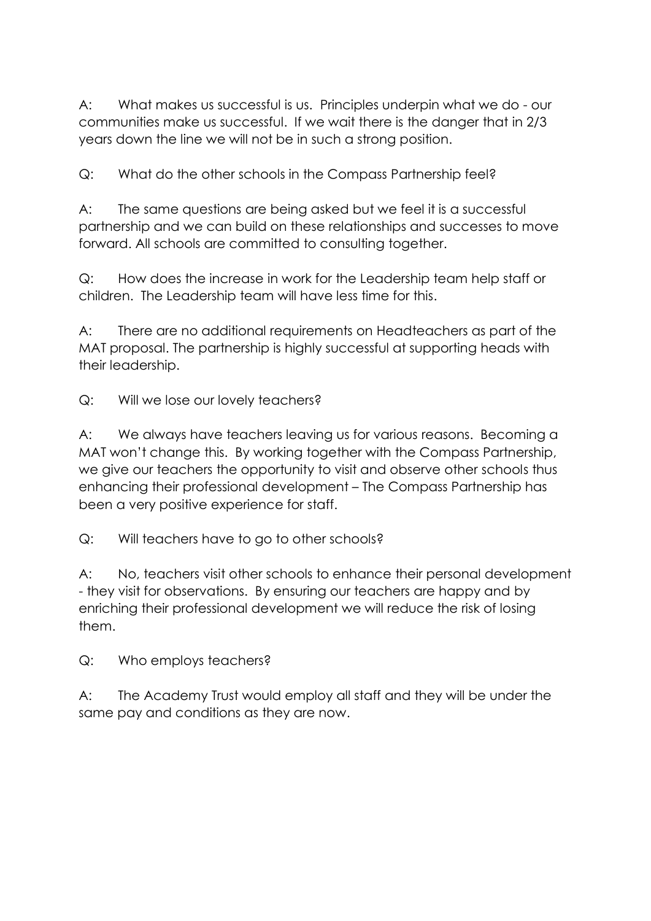A: What makes us successful is us. Principles underpin what we do - our communities make us successful. If we wait there is the danger that in 2/3 years down the line we will not be in such a strong position.

Q: What do the other schools in the Compass Partnership feel?

A: The same questions are being asked but we feel it is a successful partnership and we can build on these relationships and successes to move forward. All schools are committed to consulting together.

Q: How does the increase in work for the Leadership team help staff or children. The Leadership team will have less time for this.

A: There are no additional requirements on Headteachers as part of the MAT proposal. The partnership is highly successful at supporting heads with their leadership.

Q: Will we lose our lovely teachers?

A: We always have teachers leaving us for various reasons. Becoming a MAT won't change this. By working together with the Compass Partnership, we give our teachers the opportunity to visit and observe other schools thus enhancing their professional development – The Compass Partnership has been a very positive experience for staff.

Q: Will teachers have to go to other schools?

A: No, teachers visit other schools to enhance their personal development - they visit for observations. By ensuring our teachers are happy and by enriching their professional development we will reduce the risk of losing them.

Q: Who employs teachers?

A: The Academy Trust would employ all staff and they will be under the same pay and conditions as they are now.